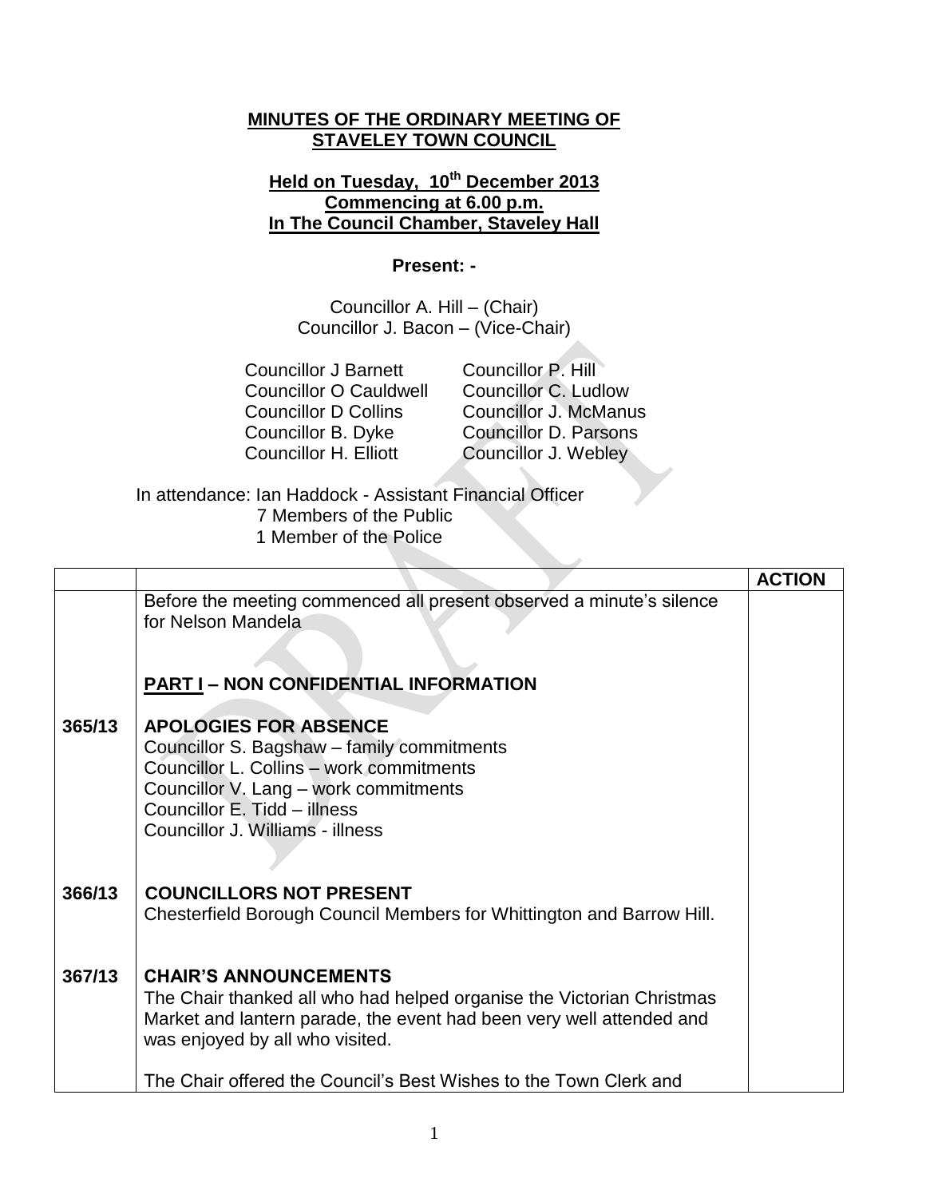**MINUTES OF THE ORDINARY MEETING OF STAVELEY TOWN COUNCIL**

**Held on Tuesday, 10th December 2013**
**Commencing at 6.00 p.m.**
**In The Council Chamber, Staveley Hall**

**Present: -**

Councillor A. Hill – (Chair)
Councillor J. Bacon – (Vice-Chair)

Councillor J Barnett
Councillor O Cauldwell
Councillor D Collins
Councillor B. Dyke
Councillor H. Elliott
Councillor P. Hill
Councillor C. Ludlow
Councillor J. McManus
Councillor D. Parsons
Councillor J. Webley

In attendance: Ian Haddock - Assistant Financial Officer
7 Members of the Public
1 Member of the Police

| | | ACTION |
|---|---|---|
| | Before the meeting commenced all present observed a minute's silence for Nelson Mandela<br><br>**PART I – NON CONFIDENTIAL INFORMATION** | |
| **365/13** | **APOLOGIES FOR ABSENCE**<br>Councillor S. Bagshaw – family commitments<br>Councillor L. Collins – work commitments<br>Councillor V. Lang – work commitments<br>Councillor E. Tidd – illness<br>Councillor J. Williams - illness | |
| **366/13** | **COUNCILLORS NOT PRESENT**<br>Chesterfield Borough Council Members for Whittington and Barrow Hill. | |
| **367/13** | **CHAIR'S ANNOUNCEMENTS**<br>The Chair thanked all who had helped organise the Victorian Christmas Market and lantern parade, the event had been very well attended and was enjoyed by all who visited.<br><br>The Chair offered the Council's Best Wishes to the Town Clerk and | |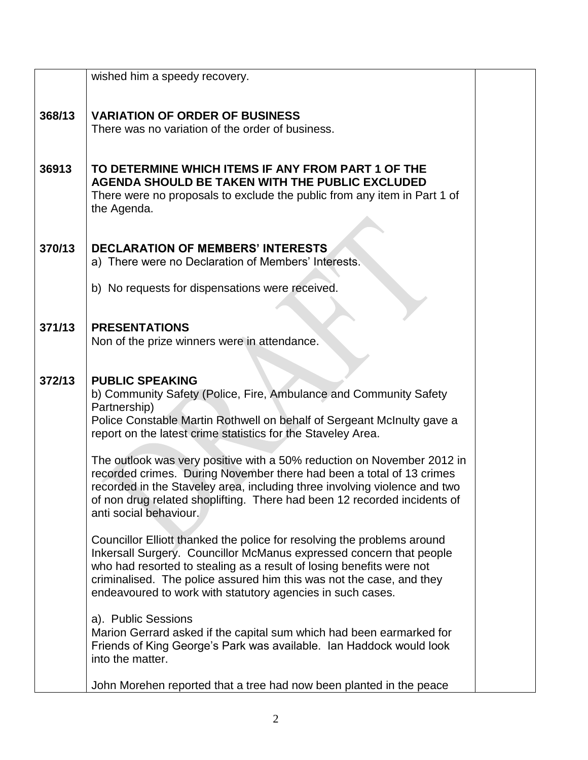wished him a speedy recovery.

**368/13 VARIATION OF ORDER OF BUSINESS**

There was no variation of the order of business.

**36913 TO DETERMINE WHICH ITEMS IF ANY FROM PART 1 OF THE AGENDA SHOULD BE TAKEN WITH THE PUBLIC EXCLUDED**

There were no proposals to exclude the public from any item in Part 1 of the Agenda.

**370/13 DECLARATION OF MEMBERS' INTERESTS**

a) There were no Declaration of Members' Interests.

b) No requests for dispensations were received.

**371/13 PRESENTATIONS**

Non of the prize winners were in attendance.

**372/13 PUBLIC SPEAKING**

b) Community Safety (Police, Fire, Ambulance and Community Safety Partnership)
Police Constable Martin Rothwell on behalf of Sergeant McInulty gave a report on the latest crime statistics for the Staveley Area.

The outlook was very positive with a 50% reduction on November 2012 in recorded crimes. During November there had been a total of 13 crimes recorded in the Staveley area, including three involving violence and two of non drug related shoplifting. There had been 12 recorded incidents of anti social behaviour.

Councillor Elliott thanked the police for resolving the problems around Inkersall Surgery. Councillor McManus expressed concern that people who had resorted to stealing as a result of losing benefits were not criminalised. The police assured him this was not the case, and they endeavoured to work with statutory agencies in such cases.

a). Public Sessions
Marion Gerrard asked if the capital sum which had been earmarked for Friends of King George's Park was available. Ian Haddock would look into the matter.

John Morehen reported that a tree had now been planted in the peace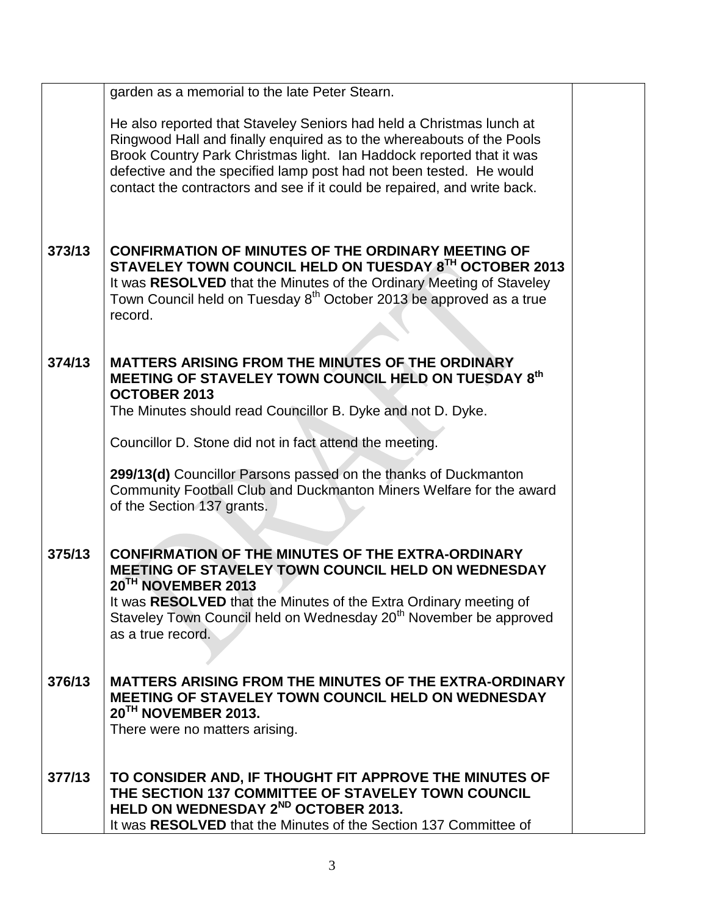| | | |
|---|---|---|
| | garden as a memorial to the late Peter Stearn.<br><br>He also reported that Staveley Seniors had held a Christmas lunch at Ringwood Hall and finally enquired as to the whereabouts of the Pools Brook Country Park Christmas light. Ian Haddock reported that it was defective and the specified lamp post had not been tested. He would contact the contractors and see if it could be repaired, and write back. | |
| **373/13** | **CONFIRMATION OF MINUTES OF THE ORDINARY MEETING OF STAVELEY TOWN COUNCIL HELD ON TUESDAY 8TH OCTOBER 2013**<br>It was **RESOLVED** that the Minutes of the Ordinary Meeting of Staveley Town Council held on Tuesday 8th October 2013 be approved as a true record. | |
| **374/13** | **MATTERS ARISING FROM THE MINUTES OF THE ORDINARY MEETING OF STAVELEY TOWN COUNCIL HELD ON TUESDAY 8th OCTOBER 2013**<br>The Minutes should read Councillor B. Dyke and not D. Dyke.<br><br>Councillor D. Stone did not in fact attend the meeting.<br><br>**299/13(d)** Councillor Parsons passed on the thanks of Duckmanton Community Football Club and Duckmanton Miners Welfare for the award of the Section 137 grants. | |
| **375/13** | **CONFIRMATION OF THE MINUTES OF THE EXTRA-ORDINARY MEETING OF STAVELEY TOWN COUNCIL HELD ON WEDNESDAY 20TH NOVEMBER 2013**<br>It was **RESOLVED** that the Minutes of the Extra Ordinary meeting of Staveley Town Council held on Wednesday 20th November be approved as a true record. | |
| **376/13** | **MATTERS ARISING FROM THE MINUTES OF THE EXTRA-ORDINARY MEETING OF STAVELEY TOWN COUNCIL HELD ON WEDNESDAY 20TH NOVEMBER 2013.**<br>There were no matters arising. | |
| **377/13** | **TO CONSIDER AND, IF THOUGHT FIT APPROVE THE MINUTES OF THE SECTION 137 COMMITTEE OF STAVELEY TOWN COUNCIL HELD ON WEDNESDAY 2ND OCTOBER 2013.**<br>It was **RESOLVED** that the Minutes of the Section 137 Committee of | |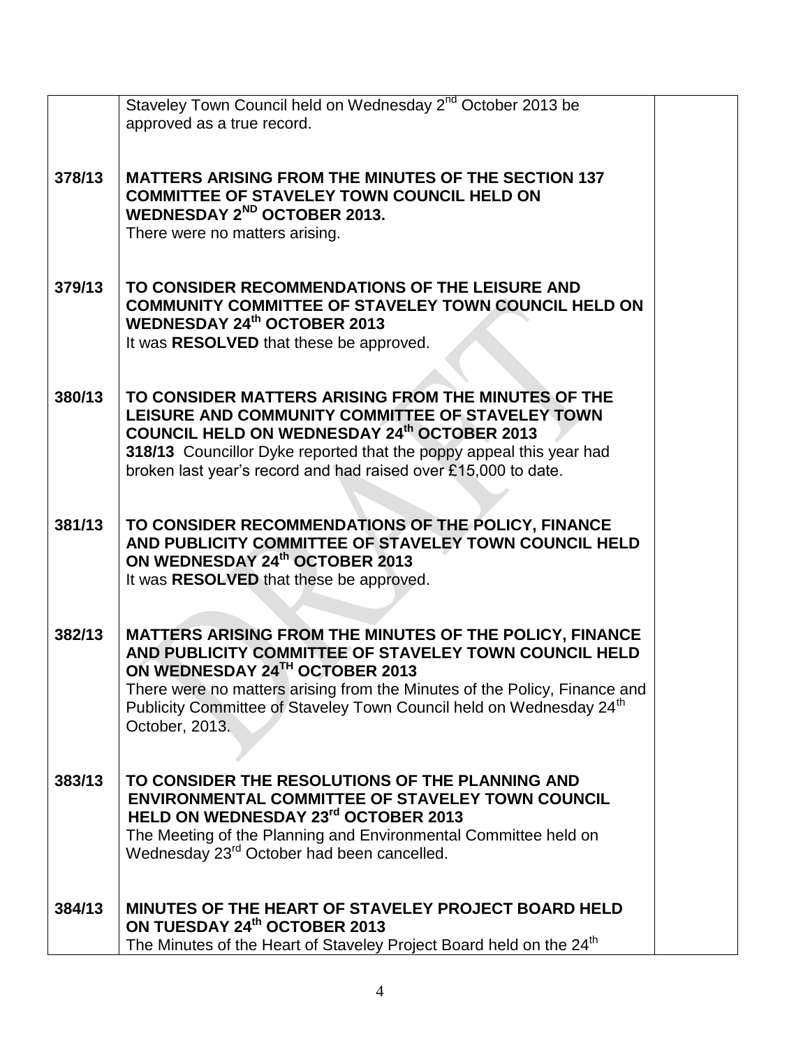| | | |
|---|---|---|
| | Staveley Town Council held on Wednesday 2nd October 2013 be approved as a true record. | |
| **378/13** | **MATTERS ARISING FROM THE MINUTES OF THE SECTION 137 COMMITTEE OF STAVELEY TOWN COUNCIL HELD ON WEDNESDAY 2ND OCTOBER 2013.**<br>There were no matters arising. | |
| **379/13** | **TO CONSIDER RECOMMENDATIONS OF THE LEISURE AND COMMUNITY COMMITTEE OF STAVELEY TOWN COUNCIL HELD ON WEDNESDAY 24th OCTOBER 2013**<br>It was **RESOLVED** that these be approved. | |
| **380/13** | **TO CONSIDER MATTERS ARISING FROM THE MINUTES OF THE LEISURE AND COMMUNITY COMMITTEE OF STAVELEY TOWN COUNCIL HELD ON WEDNESDAY 24th OCTOBER 2013**<br>**318/13** Councillor Dyke reported that the poppy appeal this year had broken last year's record and had raised over £15,000 to date. | |
| **381/13** | **TO CONSIDER RECOMMENDATIONS OF THE POLICY, FINANCE AND PUBLICITY COMMITTEE OF STAVELEY TOWN COUNCIL HELD ON WEDNESDAY 24th OCTOBER 2013**<br>It was **RESOLVED** that these be approved. | |
| **382/13** | **MATTERS ARISING FROM THE MINUTES OF THE POLICY, FINANCE AND PUBLICITY COMMITTEE OF STAVELEY TOWN COUNCIL HELD ON WEDNESDAY 24TH OCTOBER 2013**<br>There were no matters arising from the Minutes of the Policy, Finance and Publicity Committee of Staveley Town Council held on Wednesday 24th October, 2013. | |
| **383/13** | **TO CONSIDER THE RESOLUTIONS OF THE PLANNING AND ENVIRONMENTAL COMMITTEE OF STAVELEY TOWN COUNCIL HELD ON WEDNESDAY 23rd OCTOBER 2013**<br>The Meeting of the Planning and Environmental Committee held on Wednesday 23rd October had been cancelled. | |
| **384/13** | **MINUTES OF THE HEART OF STAVELEY PROJECT BOARD HELD ON TUESDAY 24th OCTOBER 2013**<br>The Minutes of the Heart of Staveley Project Board held on the 24th | |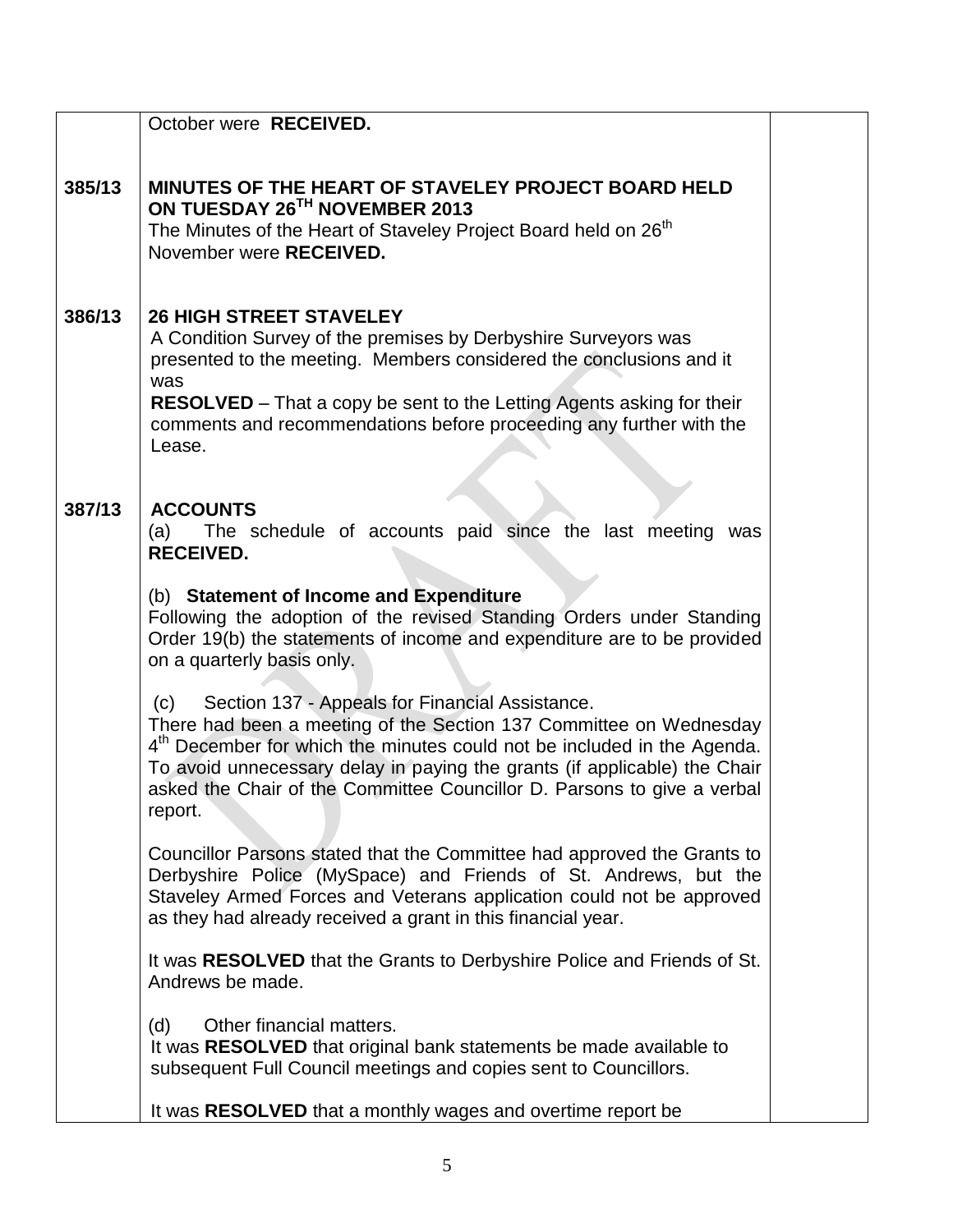October were **RECEIVED.**

**385/13 MINUTES OF THE HEART OF STAVELEY PROJECT BOARD HELD ON TUESDAY 26[TH] NOVEMBER 2013**

The Minutes of the Heart of Staveley Project Board held on 26[th] November were **RECEIVED.**

**386/13 26 HIGH STREET STAVELEY**

A Condition Survey of the premises by Derbyshire Surveyors was presented to the meeting. Members considered the conclusions and it was

**RESOLVED** – That a copy be sent to the Letting Agents asking for their comments and recommendations before proceeding any further with the Lease.

**387/13 ACCOUNTS**

(a) The schedule of accounts paid since the last meeting was **RECEIVED.**

(b) **Statement of Income and Expenditure**

Following the adoption of the revised Standing Orders under Standing Order 19(b) the statements of income and expenditure are to be provided on a quarterly basis only.

(c) Section 137 - Appeals for Financial Assistance.

There had been a meeting of the Section 137 Committee on Wednesday 4[th] December for which the minutes could not be included in the Agenda. To avoid unnecessary delay in paying the grants (if applicable) the Chair asked the Chair of the Committee Councillor D. Parsons to give a verbal report.

Councillor Parsons stated that the Committee had approved the Grants to Derbyshire Police (MySpace) and Friends of St. Andrews, but the Staveley Armed Forces and Veterans application could not be approved as they had already received a grant in this financial year.

It was **RESOLVED** that the Grants to Derbyshire Police and Friends of St. Andrews be made.

(d) Other financial matters.

It was **RESOLVED** that original bank statements be made available to subsequent Full Council meetings and copies sent to Councillors.

It was **RESOLVED** that a monthly wages and overtime report be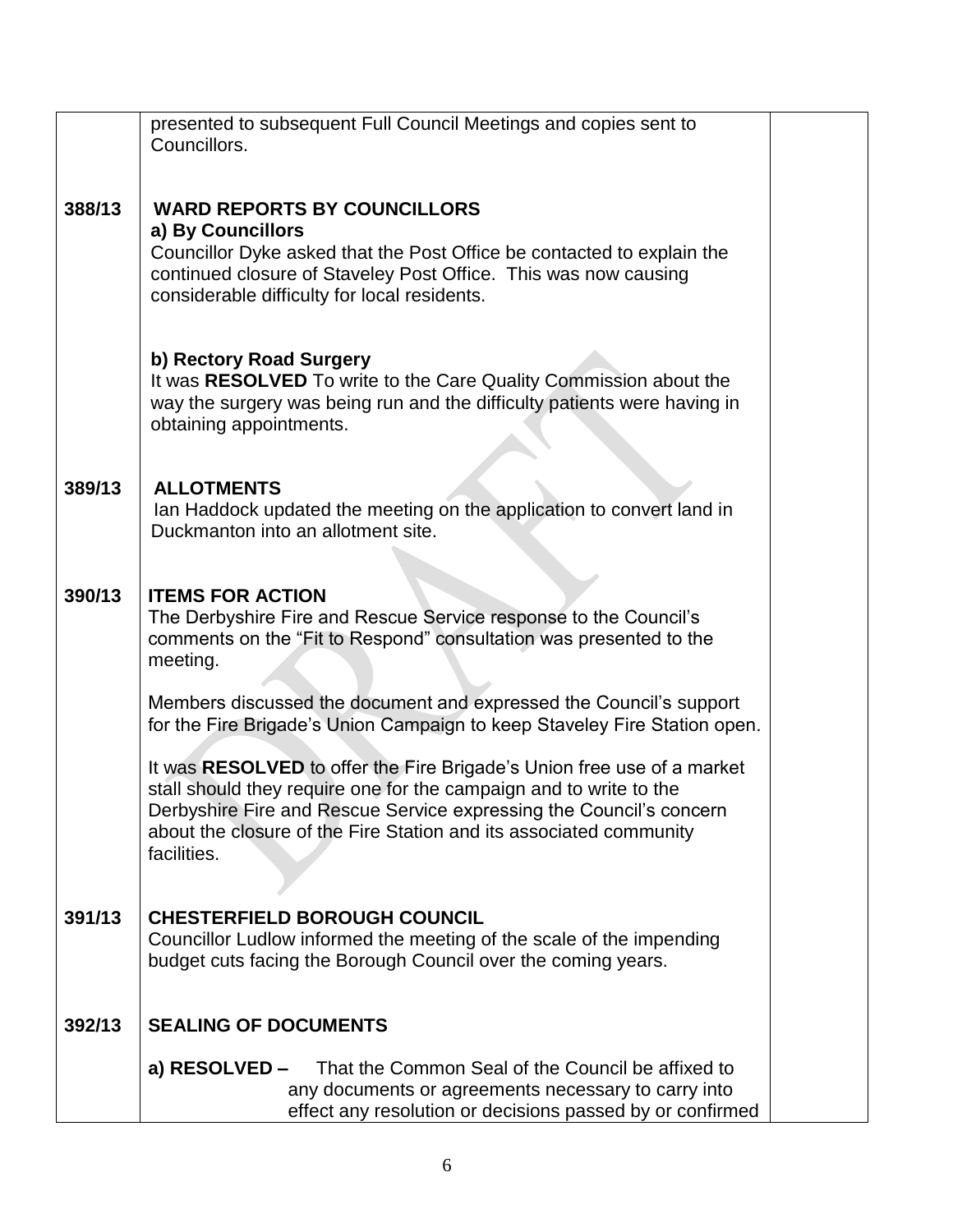| | | |
|---|---|---|
| | presented to subsequent Full Council Meetings and copies sent to Councillors. | |
| **388/13** | **WARD REPORTS BY COUNCILLORS**<br>**a) By Councillors**<br>Councillor Dyke asked that the Post Office be contacted to explain the continued closure of Staveley Post Office. This was now causing considerable difficulty for local residents.<br><br>**b) Rectory Road Surgery**<br>It was **RESOLVED** To write to the Care Quality Commission about the way the surgery was being run and the difficulty patients were having in obtaining appointments. | |
| **389/13** | **ALLOTMENTS**<br>Ian Haddock updated the meeting on the application to convert land in Duckmanton into an allotment site. | |
| **390/13** | **ITEMS FOR ACTION**<br>The Derbyshire Fire and Rescue Service response to the Council's comments on the "Fit to Respond" consultation was presented to the meeting.<br><br>Members discussed the document and expressed the Council's support for the Fire Brigade's Union Campaign to keep Staveley Fire Station open.<br><br>It was **RESOLVED** to offer the Fire Brigade's Union free use of a market stall should they require one for the campaign and to write to the Derbyshire Fire and Rescue Service expressing the Council's concern about the closure of the Fire Station and its associated community facilities. | |
| **391/13** | **CHESTERFIELD BOROUGH COUNCIL**<br>Councillor Ludlow informed the meeting of the scale of the impending budget cuts facing the Borough Council over the coming years. | |
| **392/13** | **SEALING OF DOCUMENTS**<br><br>**a) RESOLVED –** That the Common Seal of the Council be affixed to any documents or agreements necessary to carry into effect any resolution or decisions passed by or confirmed | |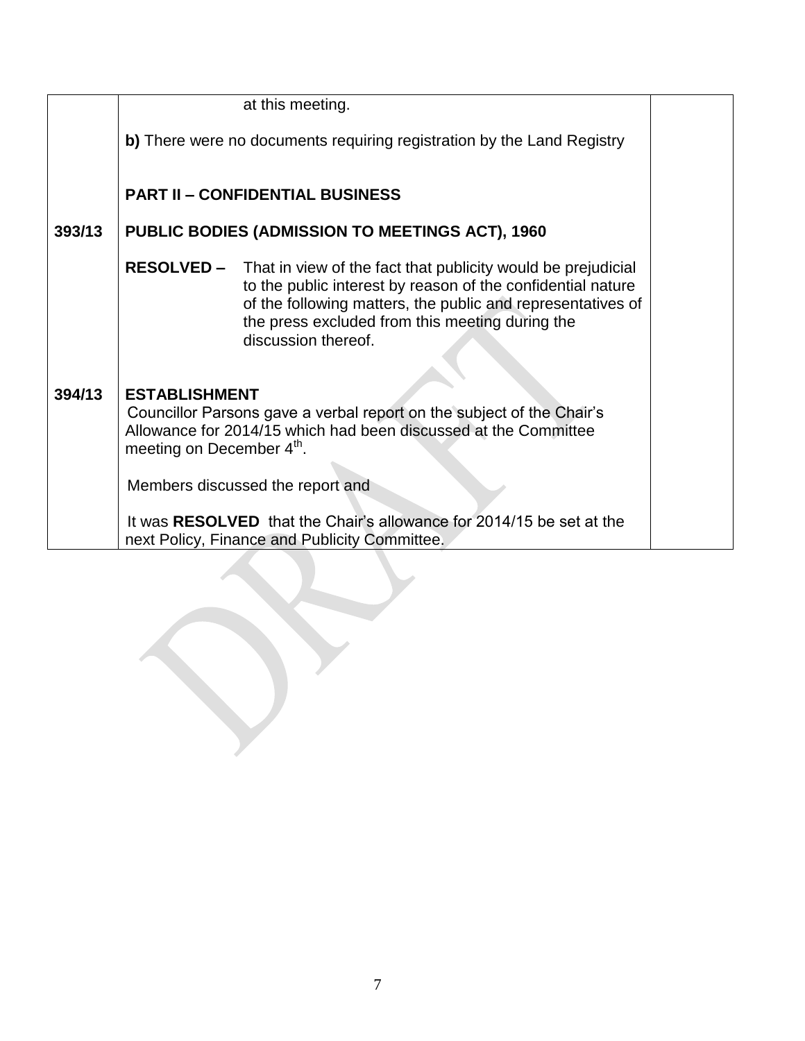| | | |
|---|---|---|
| | at this meeting.<br><br>**b)** There were no documents requiring registration by the Land Registry<br><br>**PART II – CONFIDENTIAL BUSINESS** | |
| **393/13** | **PUBLIC BODIES (ADMISSION TO MEETINGS ACT), 1960**<br><br>**RESOLVED –** That in view of the fact that publicity would be prejudicial to the public interest by reason of the confidential nature of the following matters, the public and representatives of the press excluded from this meeting during the discussion thereof. | |
| **394/13** | **ESTABLISHMENT**<br>Councillor Parsons gave a verbal report on the subject of the Chair's Allowance for 2014/15 which had been discussed at the Committee meeting on December 4th.<br><br>Members discussed the report and<br><br>It was **RESOLVED** that the Chair's allowance for 2014/15 be set at the next Policy, Finance and Publicity Committee. | |